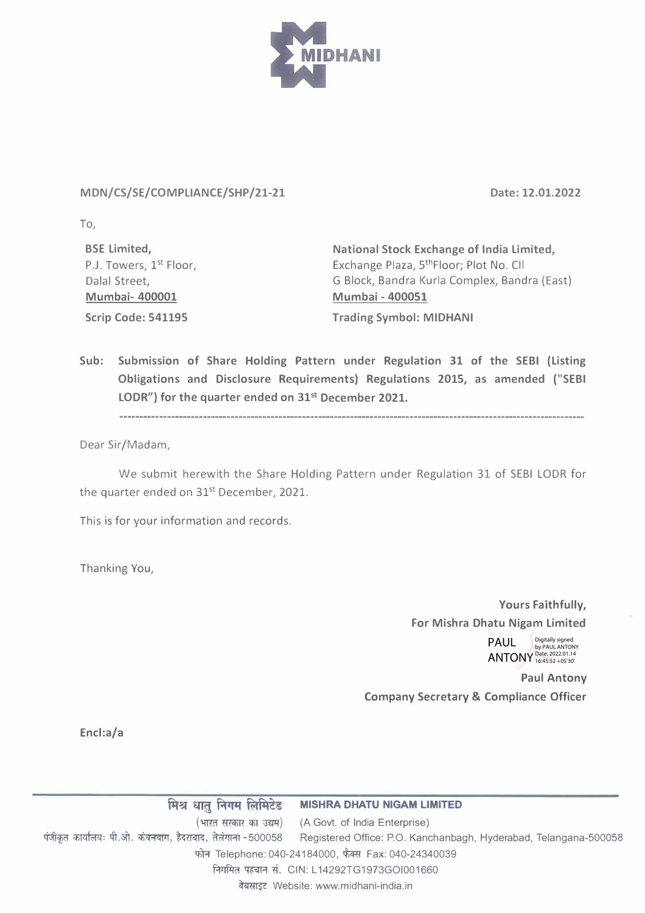MIDHANI

**MDN/CS/SE/COMPLIANCE/SHP/21-21** **Date: 12.01.2022**

To,

| **BSE Limited,** | **National Stock Exchange of India Limited,** |
|---|---|
| P.J. Towers, 1st Floor, | Exchange Plaza, 5th Floor; Plot No. CII |
| Dalal Street, | G Block, Bandra Kurla Complex, Bandra (East) |
| **Mumbai- 400001** | **Mumbai - 400051** |
| **Scrip Code: 541195** | **Trading Symbol: MIDHANI** |

**Sub: Submission of Share Holding Pattern under Regulation 31 of the SEBI (Listing Obligations and Disclosure Requirements) Regulations 2015, as amended ("SEBI LODR") for the quarter ended on 31st December 2021.**

Dear Sir/Madam,

We submit herewith the Share Holding Pattern under Regulation 31 of SEBI LODR for the quarter ended on 31st December, 2021.

This is for your information and records.

Thanking You,

**Yours Faithfully,**
**For Mishra Dhatu Nigam Limited**

PAUL ANTONY (Digitally signed by PAUL ANTONY Date: 2022.01.14 16:45:52 +05'30')

**Paul Antony**
**Company Secretary & Compliance Officer**

**Encl:a/a**

मिश्र धातु निगम लिमिटेड **MISHRA DHATU NIGAM LIMITED**
(भारत सरकार का उद्यम) (A Govt. of India Enterprise)
पंजीकृत कार्यालयः पी.ओ. कंचनबाग, हैदराबाद, तेलंगाना -500058 Registered Office: P.O. Kanchanbagh, Hyderabad, Telangana-500058
फोन Telephone: 040-24184000, फैक्स Fax: 040-24340039
निगमित पहचान सं. CIN: L14292TG1973GOI001660
वेबसाइट Website: www.midhani-india.in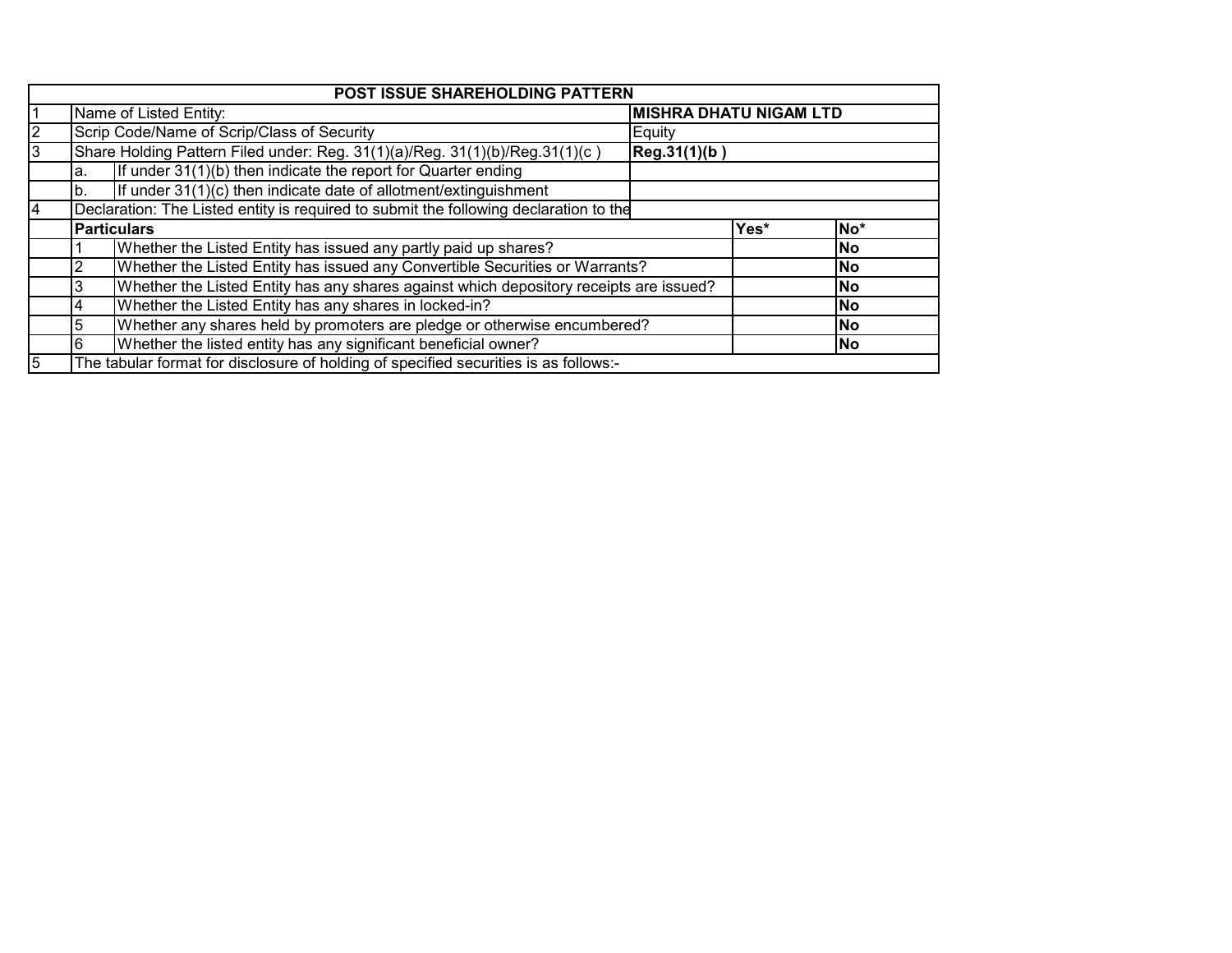| POST ISSUE SHAREHOLDING PATTERN | | | | |
|---|---|---|---|---|
| 1 | Name of Listed Entity: | | **MISHRA DHATU NIGAM LTD** | |
| 2 | Scrip Code/Name of Scrip/Class of Security | | Equity | |
| 3 | Share Holding Pattern Filed under: Reg. 31(1)(a)/Reg. 31(1)(b)/Reg.31(1)(c ) | | **Reg.31(1)(b )** | |
| | a. | If under 31(1)(b) then indicate the report for Quarter ending | | |
| | b. | If under 31(1)(c) then indicate date of allotment/extinguishment | | |
| 4 | Declaration: The Listed entity is required to submit the following declaration to the | | | |
| | **Particulars** | | **Yes*** | **No*** |
| | 1 | Whether the Listed Entity has issued any partly paid up shares? | | **No** |
| | 2 | Whether the Listed Entity has issued any Convertible Securities or Warrants? | | **No** |
| | 3 | Whether the Listed Entity has any shares against which depository receipts are issued? | | **No** |
| | 4 | Whether the Listed Entity has any shares in locked-in? | | **No** |
| | 5 | Whether any shares held by promoters are pledge or otherwise encumbered? | | **No** |
| | 6 | Whether the listed entity has any significant beneficial owner? | | **No** |
| 5 | The tabular format for disclosure of holding of specified securities is as follows:- | | | |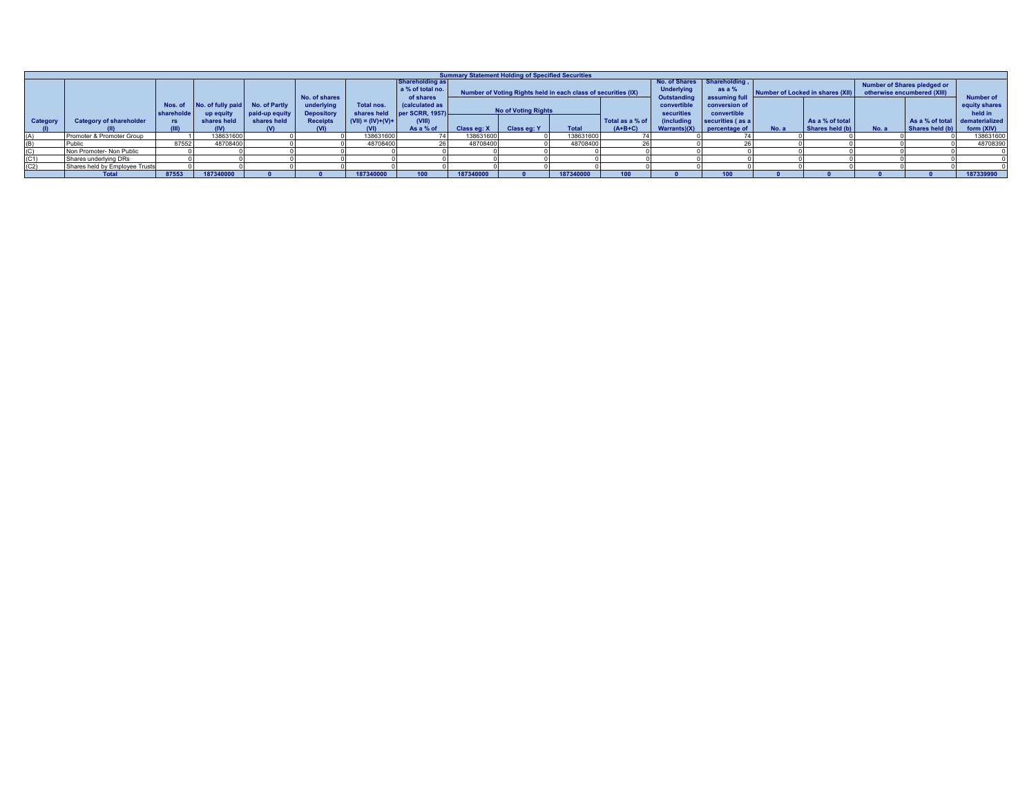## Summary Statement Holding of Specified Securities

| Category (I) | Category of shareholder (II) | Nos. of shareholders (III) | No. of fully paid up equity shares held (IV) | No. of Partly paid-up equity shares held (V) | No. of shares underlying Depository Receipts (VI) | Total nos. shares held (VII) = (IV)+(V)+ (VI) | Shareholding as a % of total no. of shares (calculated as per SCRR, 1957) (VIII) As a % of | Number of Voting Rights held in each class of securities (IX) | | | | No. of Shares Underlying Outstanding convertible securities (including Warrants)(X) | Shareholding , as a % assuming full conversion of convertible securities ( as a percentage of | Number of Locked in shares (XII) | | Number of Shares pledged or otherwise encumbered (XIII) | | Number of equity shares held in dematerialized form (XIV) |
|---|---|---|---|---|---|---|---|---|---|---|---|---|---|---|---|---|---|---|
| | | | | | | | | No of Voting Rights | | | Total as a % of (A+B+C) | | | No. a | As a % of total Shares held (b) | No. a | As a % of total Shares held (b) | |
| | | | | | | | | Class eg: X | Class eg: Y | Total | | | | | | | | |
| (A) | Promoter & Promoter Group | 1 | 138631600 | 0 | 0 | 138631600 | 74 | 138631600 | 0 | 138631600 | 74 | 0 | 74 | 0 | 0 | 0 | 0 | 138631600 |
| (B) | Public | 87552 | 48708400 | 0 | 0 | 48708400 | 26 | 48708400 | 0 | 48708400 | 26 | 0 | 26 | 0 | 0 | 0 | 0 | 48708390 |
| (C) | Non Promoter- Non Public | 0 | 0 | 0 | 0 | 0 | 0 | 0 | 0 | 0 | 0 | 0 | 0 | 0 | 0 | 0 | 0 | 0 |
| (C1) | Shares underlying DRs | 0 | 0 | 0 | 0 | 0 | 0 | 0 | 0 | 0 | 0 | 0 | 0 | 0 | 0 | 0 | 0 | 0 |
| (C2) | Shares held by Employee Trusts | 0 | 0 | 0 | 0 | 0 | 0 | 0 | 0 | 0 | 0 | 0 | 0 | 0 | 0 | 0 | 0 | 0 |
| | **Total** | **87553** | **187340000** | **0** | **0** | **187340000** | **100** | **187340000** | **0** | **187340000** | **100** | **0** | **100** | **0** | **0** | **0** | **0** | **187339990** |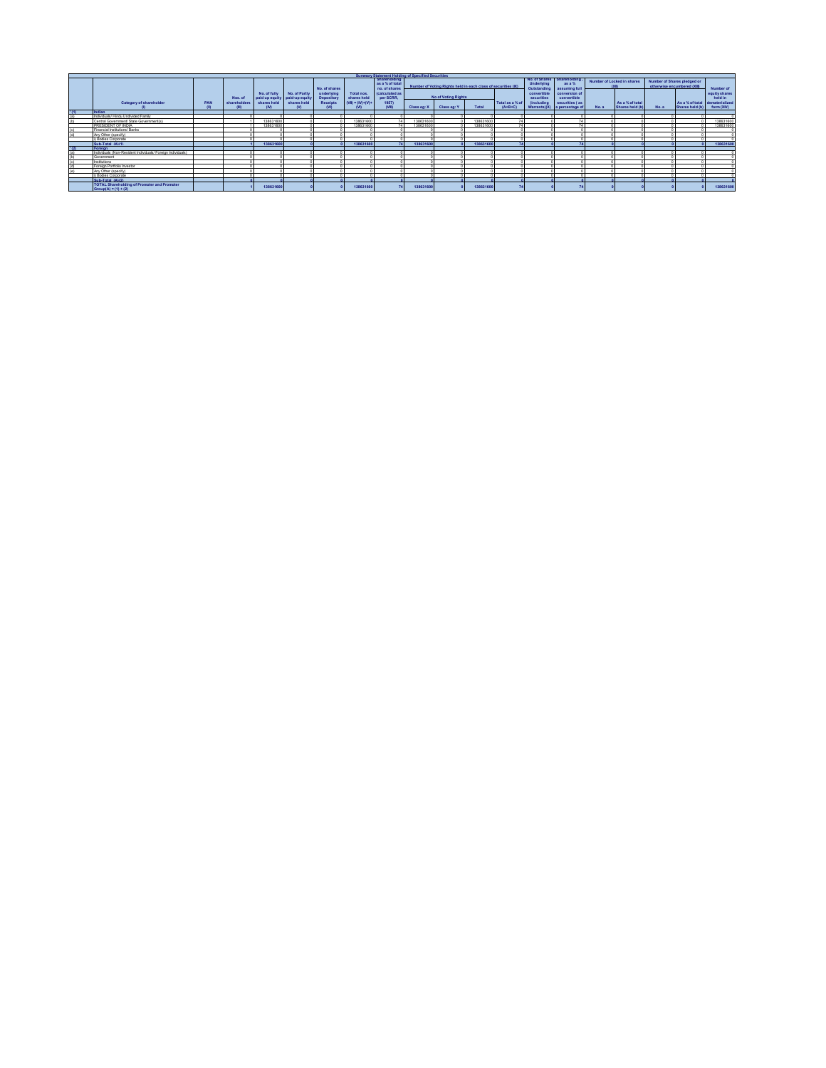## Summary Statement Holding of Specified Securities

| | Category of shareholder (I) | PAN (II) | Nos. of shareholders (III) | No. of fully paid up equity shares held (IV) | No. of Partly paid-up equity shares held (V) | No. of shares underlying Depository Receipts (VI) | Total nos. shares held (VII) = (IV)+(V)+(VI) | Shareholding as a % of total no. of shares (calculated as per SCRR, 1957) (VIII) | Number of Voting Rights held in each class of securities (IX) | | | | No. of Shares Underlying Outstanding convertible securities (including Warrants)(X) | Shareholding as a % assuming full conversion of convertible securities ( as a percentage of | Number of Locked in shares (XII) | | Number of Shares pledged or otherwise encumbered (XIII) | | Number of equity shares held in dematerialized form (XIV) |
|---|---|---|---|---|---|---|---|---|---|---|---|---|---|---|---|---|---|---|---|
| | | | | | | | | | No of Voting Rights | | | Total as a % of (A+B+C) | | | No. a | As a % of total Shares held (b) | No. a | As a % of total Shares held (b) | |
| | | | | | | | | | Class eg: X | Class eg: Y | Total | | | | | | | | |
| (1) | Indian | | | | | | | | | | | | | | | | | | |
| (a) | Individuals/ Hindu Undivided Family | | 0 | 0 | 0 | 0 | 0 | 0 | 0 | 0 | 0 | 0 | 0 | 0 | 0 | 0 | 0 | 0 | 0 |
| (b) | Central Government/ State Government(s) | | 1 | 138631600 | 0 | 0 | 138631600 | 74 | 138631600 | 0 | 138631600 | 74 | 0 | 74 | 0 | 0 | 0 | 0 | 138631600 |
| | PRESIDENT OF INDIA | | 1 | 138631600 | 0 | 0 | 138631600 | 74 | 138631600 | 0 | 138631600 | 74 | 0 | 74 | 0 | 0 | 0 | 0 | 138631600 |
| (c) | Financial Institutions/ Banks | | 0 | 0 | 0 | 0 | 0 | 0 | 0 | 0 | 0 | 0 | 0 | 0 | 0 | 0 | 0 | 0 | 0 |
| (d) | Any Other (specify) | | 0 | 0 | 0 | 0 | 0 | 0 | 0 | 0 | 0 | 0 | 0 | 0 | 0 | 0 | 0 | 0 | 0 |
| | i) Bodies Corporate | | 0 | 0 | 0 | 0 | 0 | 0 | 0 | 0 | 0 | 0 | 0 | 0 | 0 | 0 | 0 | 0 | 0 |
| | **Sub-Total (A)(1)** | | **1** | **138631600** | **0** | **0** | **138631600** | **74** | **138631600** | **0** | **138631600** | **74** | **0** | **74** | **0** | **0** | **0** | **0** | **138631600** |
| (2) | Foreign | | | | | | | | | | | | | | | | | | |
| (a) | Individuals (Non-Resident Individuals/ Foreign Individuals) | | 0 | 0 | 0 | 0 | 0 | 0 | 0 | 0 | 0 | 0 | 0 | 0 | 0 | 0 | 0 | 0 | 0 |
| (b) | Government | | 0 | 0 | 0 | 0 | 0 | 0 | 0 | 0 | 0 | 0 | 0 | 0 | 0 | 0 | 0 | 0 | 0 |
| (c) | Institutions | | 0 | 0 | 0 | 0 | 0 | 0 | 0 | 0 | 0 | 0 | 0 | 0 | 0 | 0 | 0 | 0 | 0 |
| (d) | Foreign Portfolio Investor | | 0 | 0 | 0 | 0 | 0 | 0 | 0 | 0 | 0 | 0 | 0 | 0 | 0 | 0 | 0 | 0 | 0 |
| (e) | Any Other (specify) | | 0 | 0 | 0 | 0 | 0 | 0 | 0 | 0 | 0 | 0 | 0 | 0 | 0 | 0 | 0 | 0 | 0 |
| | i) Bodies Corporate | | 0 | 0 | 0 | 0 | 0 | 0 | 0 | 0 | 0 | 0 | 0 | 0 | 0 | 0 | 0 | 0 | 0 |
| | **Sub-Total (A)(2)** | | **0** | **0** | **0** | **0** | **0** | **0** | **0** | **0** | **0** | **0** | **0** | **0** | **0** | **0** | **0** | **0** | **0** |
| | **TOTAL Shareholding of Promoter and Promoter Group(A) = (1) + (2)** | | **1** | **138631600** | **0** | **0** | **138631600** | **74** | **138631600** | **0** | **138631600** | **74** | **0** | **74** | **0** | **0** | **0** | **0** | **138631600** |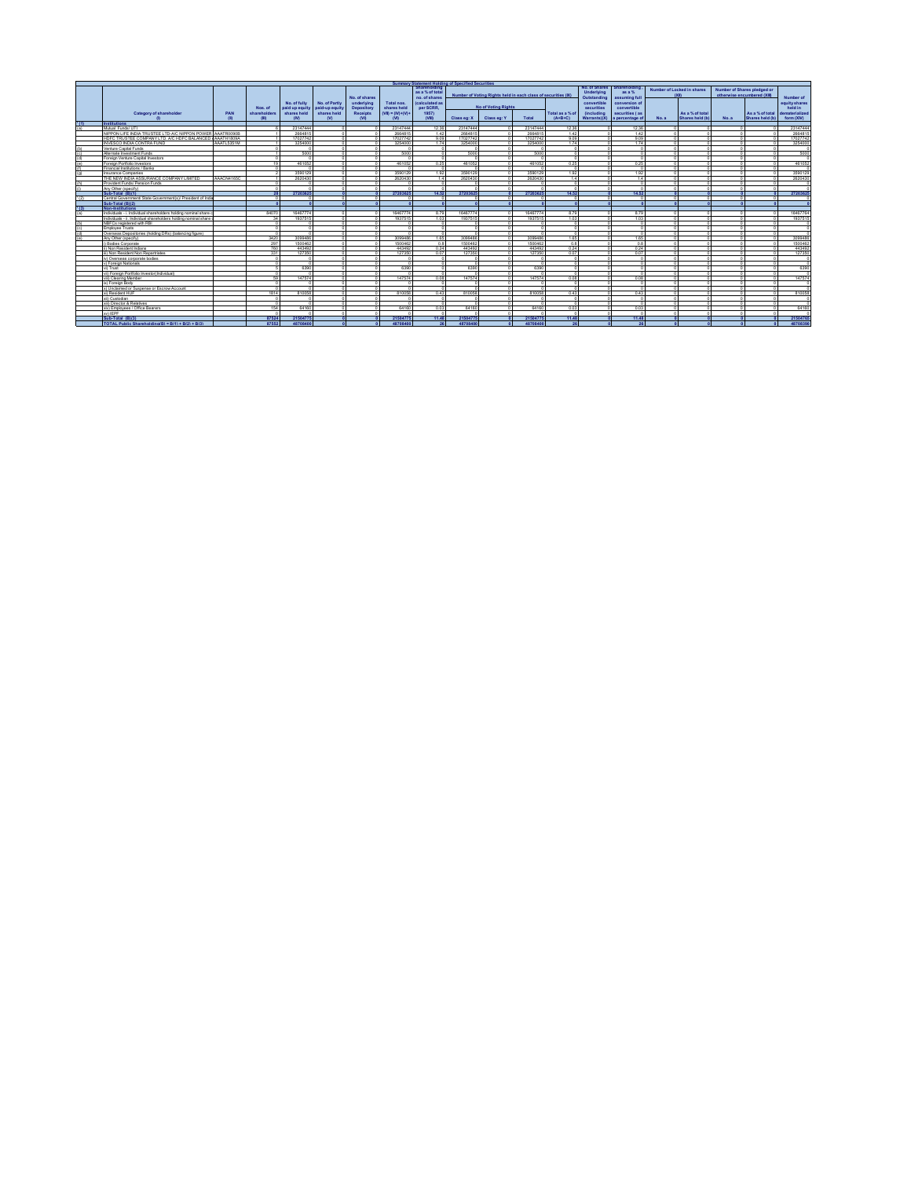## Summary Statement Holding of Specified Securities

| | Category of shareholder (I) | PAN (II) | Nos. of shareholders (III) | No. of fully paid up equity shares held (IV) | No. of Partly paid-up equity shares held (V) | No. of shares underlying Depository Receipts (VI) | Total nos. shares held (VII) = (IV)+(V)+ (VI) | Shareholding as a % of total no. of shares (calculated as per SCRR, 1957) (VIII) | Number of Voting Rights held in each class of securities (IX) | | | | No. of Shares Underlying Outstanding convertible securities (including Warrants) (X) | Shareholding as a % assuming full conversion of convertible securities ( as a percentage of | Number of Locked in shares (XII) | | Number of Shares pledged or otherwise encumbered (XIII) | | Number of equity shares held in dematerialized form (XIV) |
|---|---|---|---|---|---|---|---|---|---|---|---|---|---|---|---|---|---|---|---|
| | | | | | | | | | No of Voting Rights | | | Total as a % of (A+B+C) | | | No. a | As a % of total Shares held (b) | No. a | As a % of total Shares held (b) | |
| | | | | | | | | | Class eg: X | Class eg: Y | Total | | | | | | | | |
| (1) | Institutions | | | | | | | | | | | | | | | | | | |
| (a) | Mutual Funds/ UTI | | 6 | 23147444 | 0 | 0 | 23147444 | 12.36 | 23147444 | 0 | 23147444 | 12.36 | 0 | 12.36 | 0 | 0 | 0 | 0 | 23147444 |
| | NIPPON LIFE INDIA TRUSTEE LTD-A/C NIPPON POWER | AAATR0090B | 1 | 2664815 | 0 | 0 | 2664815 | 1.42 | 2664815 | 0 | 2664815 | 1.42 | 0 | 1.42 | 0 | 0 | 0 | 0 | 2664815 |
| | HDFC TRUSTEE COMPANY LTD. A/C HDFC BALANCED | AAATH1809A | 1 | 17027742 | 0 | 0 | 17027742 | 9.09 | 17027742 | 0 | 17027742 | 9.09 | 0 | 9.09 | 0 | 0 | 0 | 0 | 17027742 |
| | INVESCO INDIA CONTRA FUND | AAATL5351M | 1 | 3254000 | 0 | 0 | 3254000 | 1.74 | 3254000 | 0 | 3254000 | 1.74 | 0 | 1.74 | 0 | 0 | 0 | 0 | 3254000 |
| (b) | Venture Capital Funds | | 0 | 0 | 0 | 0 | 0 | 0 | 0 | 0 | 0 | 0 | 0 | 0 | 0 | 0 | 0 | 0 | 0 |
| (c) | Alternate Investment Funds | | 1 | 5000 | 0 | 0 | 5000 | 0 | 5000 | 0 | 5000 | 0 | 0 | 0 | 0 | 0 | 0 | 0 | 5000 |
| (d) | Foreign Venture Capital Investors | | 0 | 0 | 0 | 0 | 0 | 0 | 0 | 0 | 0 | 0 | 0 | 0 | 0 | 0 | 0 | 0 | 0 |
| (e) | Foreign Portfolio Investors | | 19 | 461052 | 0 | 0 | 461052 | 0.25 | 461052 | 0 | 461052 | 0.25 | 0 | 0.25 | 0 | 0 | 0 | 0 | 461052 |
| (f) | Financial Institutions / Banks | | 0 | 0 | 0 | 0 | 0 | 0 | 0 | 0 | 0 | 0 | 0 | 0 | 0 | 0 | 0 | 0 | 0 |
| (g) | Insurance Companies | | 2 | 3590129 | 0 | 0 | 3590129 | 1.92 | 3590129 | 0 | 3590129 | 1.92 | 0 | 1.92 | 0 | 0 | 0 | 0 | 3590129 |
| | THE NEW INDIA ASSURANCE COMPANY LIMITED | AAACN4165C | 1 | 2620430 | 0 | 0 | 2620430 | 1.4 | 2620430 | 0 | 2620430 | 1.4 | 0 | 1.4 | 0 | 0 | 0 | 0 | 2620430 |
| (h) | Provident Funds/ Pension Funds | | 0 | 0 | 0 | 0 | 0 | 0 | 0 | 0 | 0 | 0 | 0 | 0 | 0 | 0 | 0 | 0 | 0 |
| (i) | Any Other (specify) | | 0 | 0 | 0 | 0 | 0 | 0 | 0 | 0 | 0 | 0 | 0 | 0 | 0 | 0 | 0 | 0 | 0 |
| | Sub-Total (B)(1) | | 28 | 27203625 | 0 | 0 | 27203625 | 14.52 | 27203625 | 0 | 27203625 | 14.52 | 0 | 14.52 | 0 | 0 | 0 | 0 | 27203625 |
| (2) | Central Government/ State Government(s)/ President of India | | 0 | 0 | 0 | 0 | 0 | 0 | 0 | 0 | 0 | 0 | 0 | 0 | 0 | 0 | 0 | 0 | 0 |
| | Sub-Total (B)(2) | | 0 | 0 | 0 | 0 | 0 | 0 | 0 | 0 | 0 | 0 | 0 | 0 | 0 | 0 | 0 | 0 | 0 |
| (3) | Non-institutions | | | | | | | | | | | | | | | | | | |
| (a) | Individuals - i. Individual shareholders holding nominal share c | | 84070 | 16467774 | 0 | 0 | 16467774 | 8.79 | 16467774 | 0 | 16467774 | 8.79 | 0 | 8.79 | 0 | 0 | 0 | 0 | 16467764 |
| | Individuals - ii. Individual shareholders holding nominal share c | | 34 | 1937515 | 0 | 0 | 1937515 | 1.03 | 1937515 | 0 | 1937515 | 1.03 | 0 | 1.03 | 0 | 0 | 0 | 0 | 1937515 |
| (b) | NBFCs registered with RBI | | 0 | 0 | 0 | 0 | 0 | 0 | 0 | 0 | 0 | 0 | 0 | 0 | 0 | 0 | 0 | 0 | 0 |
| (c) | Employee Trusts | | 0 | 0 | 0 | 0 | 0 | 0 | 0 | 0 | 0 | 0 | 0 | 0 | 0 | 0 | 0 | 0 | 0 |
| (d) | Overseas Depositories (holding DRs) (balancing figure) | | 0 | 0 | 0 | 0 | 0 | 0 | 0 | 0 | 0 | 0 | 0 | 0 | 0 | 0 | 0 | 0 | 0 |
| (e) | Any Other (specify) | | 3420 | 3099486 | 0 | 0 | 3099486 | 1.65 | 3099486 | 0 | 3099486 | 1.65 | 0 | 1.65 | 0 | 0 | 0 | 0 | 3099486 |
| | i) Bodies Corporate | | 297 | 1500462 | 0 | 0 | 1500462 | 0.8 | 1500462 | 0 | 1500462 | 0.8 | 0 | 0.8 | 0 | 0 | 0 | 0 | 1500462 |
| | ii) Non Resident Indians | | 760 | 443492 | 0 | 0 | 443492 | 0.24 | 443492 | 0 | 443492 | 0.24 | 0 | 0.24 | 0 | 0 | 0 | 0 | 443492 |
| | iii) Non Resident Non Repatriables | | 331 | 127350 | 0 | 0 | 127350 | 0.07 | 127350 | 0 | 127350 | 0.07 | 0 | 0.07 | 0 | 0 | 0 | 0 | 127350 |
| | iv) Overseas corporate bodies | | 0 | 0 | 0 | 0 | 0 | 0 | 0 | 0 | 0 | 0 | 0 | 0 | 0 | 0 | 0 | 0 | 0 |
| | v) Foreign Nationals | | 0 | 0 | 0 | 0 | 0 | 0 | 0 | 0 | 0 | 0 | 0 | 0 | 0 | 0 | 0 | 0 | 0 |
| | vi) Trust | | 5 | 6390 | 0 | 0 | 6390 | 0 | 6390 | 0 | 6390 | 0 | 0 | 0 | 0 | 0 | 0 | 0 | 6390 |
| | vii) Foreign Portfolio Investor(Individual) | | 0 | 0 | 0 | 0 | 0 | 0 | 0 | 0 | 0 | 0 | 0 | 0 | 0 | 0 | 0 | 0 | 0 |
| | viii) Clearing Member | | 59 | 147574 | 0 | 0 | 147574 | 0.08 | 147574 | 0 | 147574 | 0.08 | 0 | 0.08 | 0 | 0 | 0 | 0 | 147574 |
| | ix) Foreign Body | | 0 | 0 | 0 | 0 | 0 | 0 | 0 | 0 | 0 | 0 | 0 | 0 | 0 | 0 | 0 | 0 | 0 |
| | x) Unclaimed or Suspense or Escrow Account | | 0 | 0 | 0 | 0 | 0 | 0 | 0 | 0 | 0 | 0 | 0 | 0 | 0 | 0 | 0 | 0 | 0 |
| | xi) Resident HUF | | 1814 | 810058 | 0 | 0 | 810058 | 0.43 | 810058 | 0 | 810058 | 0.43 | 0 | 0.43 | 0 | 0 | 0 | 0 | 810058 |
| | xii) Custodian | | 0 | 0 | 0 | 0 | 0 | 0 | 0 | 0 | 0 | 0 | 0 | 0 | 0 | 0 | 0 | 0 | 0 |
| | xiii) Director & Relatives | | 0 | 0 | 0 | 0 | 0 | 0 | 0 | 0 | 0 | 0 | 0 | 0 | 0 | 0 | 0 | 0 | 0 |
| | xiv) Employees / Office Bearers | | 154 | 64160 | 0 | 0 | 64160 | 0.03 | 64160 | 0 | 64160 | 0.03 | 0 | 0.03 | 0 | 0 | 0 | 0 | 64160 |
| | xv) IEPF | | 0 | 0 | 0 | 0 | 0 | 0 | 0 | 0 | 0 | 0 | 0 | 0 | 0 | 0 | 0 | 0 | 0 |
| | Sub-Total (B)(3) | | 87524 | 21504775 | 0 | 0 | 21504775 | 11.48 | 21504775 | 0 | 21504775 | 11.48 | 0 | 11.48 | 0 | 0 | 0 | 0 | 21504765 |
| | TOTAL Public Shareholding(B) = B(1) + B(2) + B(3) | | 87552 | 48708400 | 0 | 0 | 48708400 | 26 | 48708400 | 0 | 48708400 | 26 | 0 | 26 | 0 | 0 | 0 | 0 | 48708390 |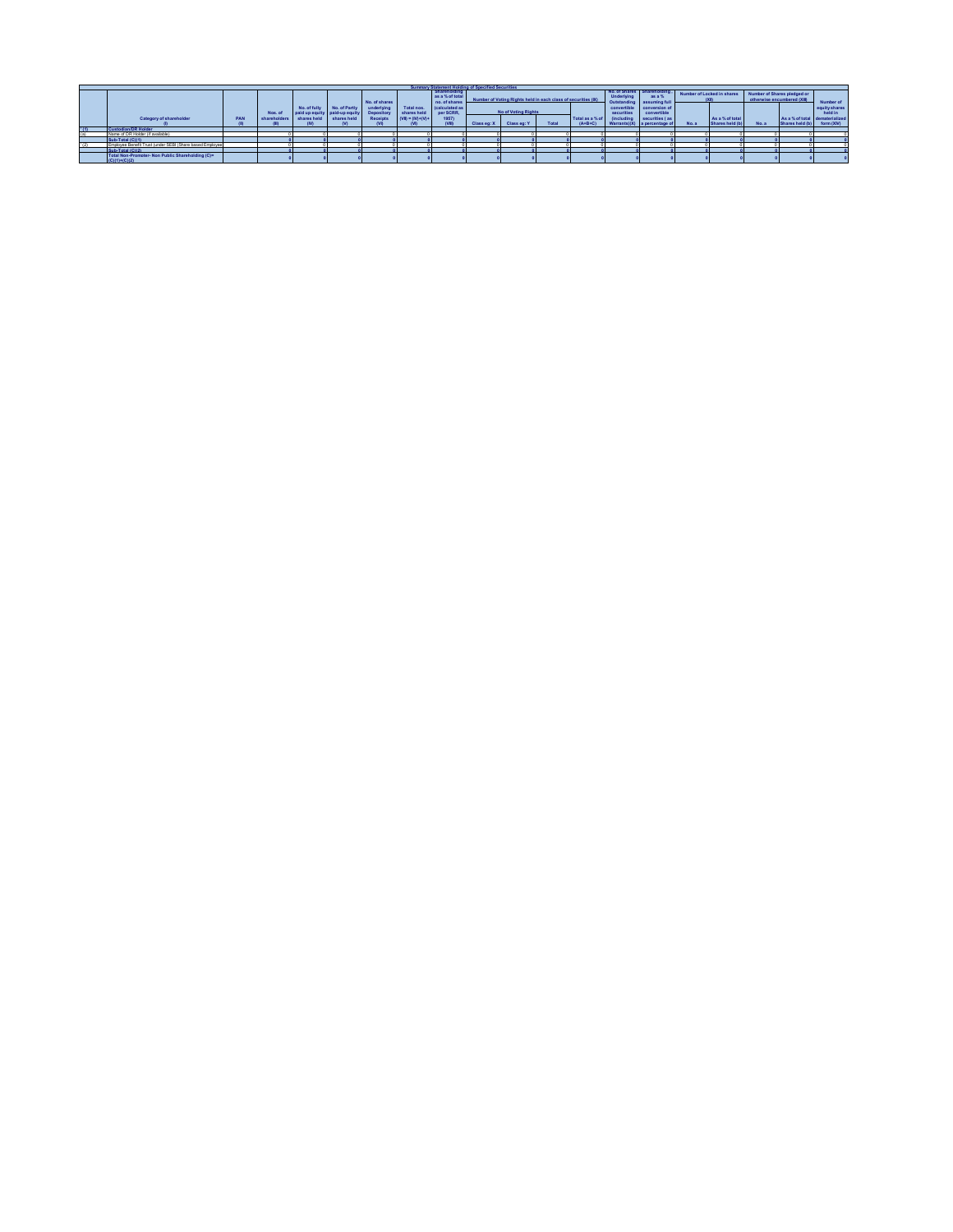| | Summary Statement Holding of Specified Securities | | | | | | | | | | | | | | | | | | | |
|---|---|---|---|---|---|---|---|---|---|---|---|---|---|---|---|---|---|---|---|---|
| | Category of shareholder (I) | PAN (II) | Nos. of shareholders (III) | No. of fully paid up equity shares held (IV) | No. of Partly paid-up equity shares held (V) | No. of shares underlying Depository Receipts (VI) | Total nos. shares held (VII) = (IV)+(V)+ (VI) | Shareholding as a % of total no. of shares (calculated as per SCRR, 1957) (VIII) | Number of Voting Rights held in each class of securities (IX) | | | | No. of Shares Underlying Outstanding convertible securities (including Warrants)(X) | Shareholding as a % assuming full conversion of convertible securities ( as a percentage of | Number of Locked in shares (XII) | | Number of Shares pledged or otherwise encumbered (XIII) | | Number of equity shares held in dematerialized form (XIV) |
| | | | | | | | | | No of Voting Rights | | | Total as a % of (A+B+C) | | | No. a | As a % of total Shares held (b) | No. a | As a % of total Shares held (b) | |
| | | | | | | | | | Class eg: X | Class eg: Y | Total | | | | | | | | |
| (1) | Custodian/DR Holder | | | | | | | | | | | | | | | | | | |
| (a) | Name of DR Holder (if available) | | 0 | 0 | 0 | 0 | 0 | 0 | 0 | 0 | 0 | 0 | 0 | 0 | 0 | 0 | 0 | 0 | 0 |
| | Sub-Total (C)(1) | | 0 | 0 | 0 | 0 | 0 | 0 | 0 | 0 | 0 | 0 | 0 | 0 | 0 | 0 | 0 | 0 | 0 |
| (2) | Employee Benefit Trust (under SEBI (Share based Employee | | 0 | 0 | 0 | 0 | 0 | 0 | 0 | 0 | 0 | 0 | 0 | 0 | 0 | 0 | 0 | 0 | 0 |
| | Sub-Total (C)(2) | | 0 | 0 | 0 | 0 | 0 | 0 | 0 | 0 | 0 | 0 | 0 | 0 | 0 | 0 | 0 | 0 | 0 |
| | Total Non-Promoter- Non Public Shareholding (C)= (C)(1)+(C)(2) | | 0 | 0 | 0 | 0 | 0 | 0 | 0 | 0 | 0 | 0 | 0 | 0 | 0 | 0 | 0 | 0 | 0 |